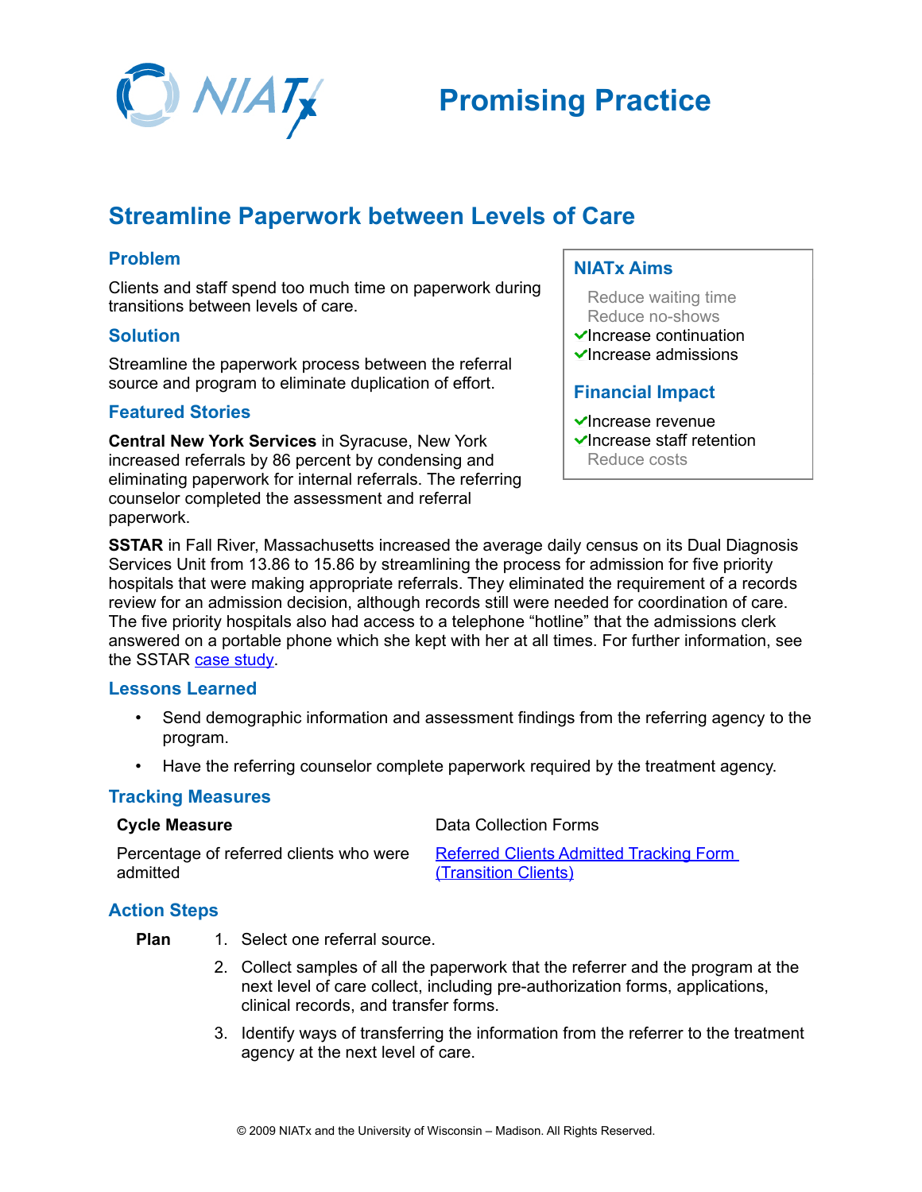# Promising Practice

## Streamline Paperwork between Levels of Care

### Problem

Clients and staff spend too much time on paperwork during transitions between levels of care.

### Solution

Streamline the paperwork process between the referral source and program to eliminate duplication of effort.

### NIATx Aims

- Reduce waiting time
- Reduce no-shows
- ✓ Increase continuation
- ✓ Increase admissions

### Financial Impact

- ✓ Increase revenue
- ✓ Increase staff retention
- Reduce costs

### Featured Stories

**Central New York Services** in Syracuse, New York increased referrals by 86 percent by condensing and eliminating paperwork for internal referrals. The referring counselor completed the assessment and referral paperwork.

**SSTAR** in Fall River, Massachusetts increased the average daily census on its Dual Diagnosis Services Unit from 13.86 to 15.86 by streamlining the process for admission for five priority hospitals that were making appropriate referrals. They eliminated the requirement of a records review for an admission decision, although records still were needed for coordination of care. The five priority hospitals also had access to a telephone "hotline" that the admissions clerk answered on a portable phone which she kept with her at all times. For further information, see the SSTAR case study.

### Lessons Learned

- Send demographic information and assessment findings from the referring agency to the program.
- Have the referring counselor complete paperwork required by the treatment agency.

### Tracking Measures

| **Cycle Measure** | Data Collection Forms |
|---|---|
| Percentage of referred clients who were admitted | Referred Clients Admitted Tracking Form (Transition Clients) |

### Action Steps

**Plan**

1. Select one referral source.
2. Collect samples of all the paperwork that the referrer and the program at the next level of care collect, including pre-authorization forms, applications, clinical records, and transfer forms.
3. Identify ways of transferring the information from the referrer to the treatment agency at the next level of care.

© 2009 NIATx and the University of Wisconsin – Madison. All Rights Reserved.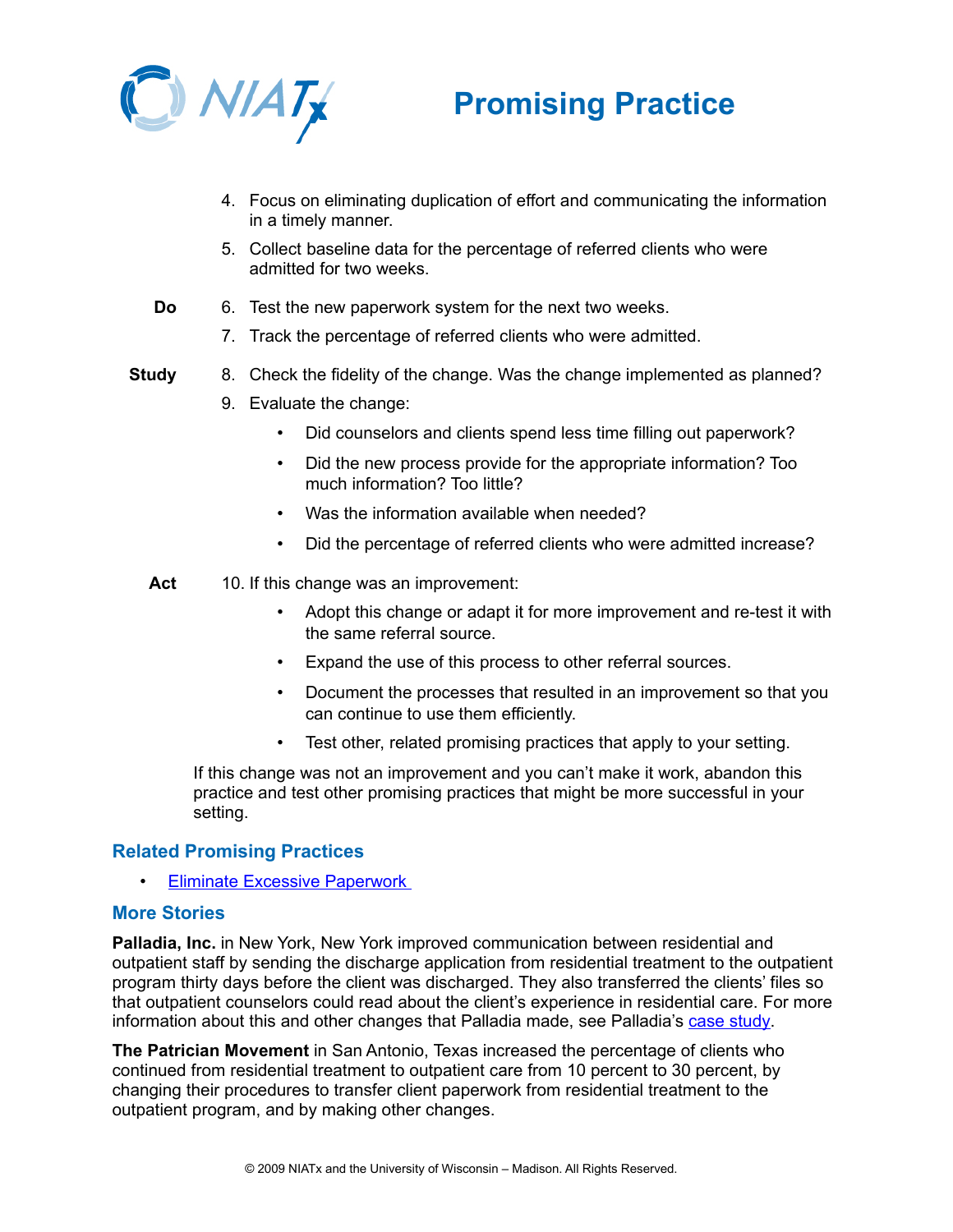4. Focus on eliminating duplication of effort and communicating the information in a timely manner.
5. Collect baseline data for the percentage of referred clients who were admitted for two weeks.

**Do**

6. Test the new paperwork system for the next two weeks.
7. Track the percentage of referred clients who were admitted.

**Study**

8. Check the fidelity of the change. Was the change implemented as planned?
9. Evaluate the change:
   - Did counselors and clients spend less time filling out paperwork?
   - Did the new process provide for the appropriate information? Too much information? Too little?
   - Was the information available when needed?
   - Did the percentage of referred clients who were admitted increase?

**Act**

10. If this change was an improvement:
    - Adopt this change or adapt it for more improvement and re-test it with the same referral source.
    - Expand the use of this process to other referral sources.
    - Document the processes that resulted in an improvement so that you can continue to use them efficiently.
    - Test other, related promising practices that apply to your setting.

If this change was not an improvement and you can't make it work, abandon this practice and test other promising practices that might be more successful in your setting.

## Related Promising Practices

- Eliminate Excessive Paperwork

## More Stories

**Palladia, Inc.** in New York, New York improved communication between residential and outpatient staff by sending the discharge application from residential treatment to the outpatient program thirty days before the client was discharged. They also transferred the clients' files so that outpatient counselors could read about the client's experience in residential care. For more information about this and other changes that Palladia made, see Palladia's case study.

**The Patrician Movement** in San Antonio, Texas increased the percentage of clients who continued from residential treatment to outpatient care from 10 percent to 30 percent, by changing their procedures to transfer client paperwork from residential treatment to the outpatient program, and by making other changes.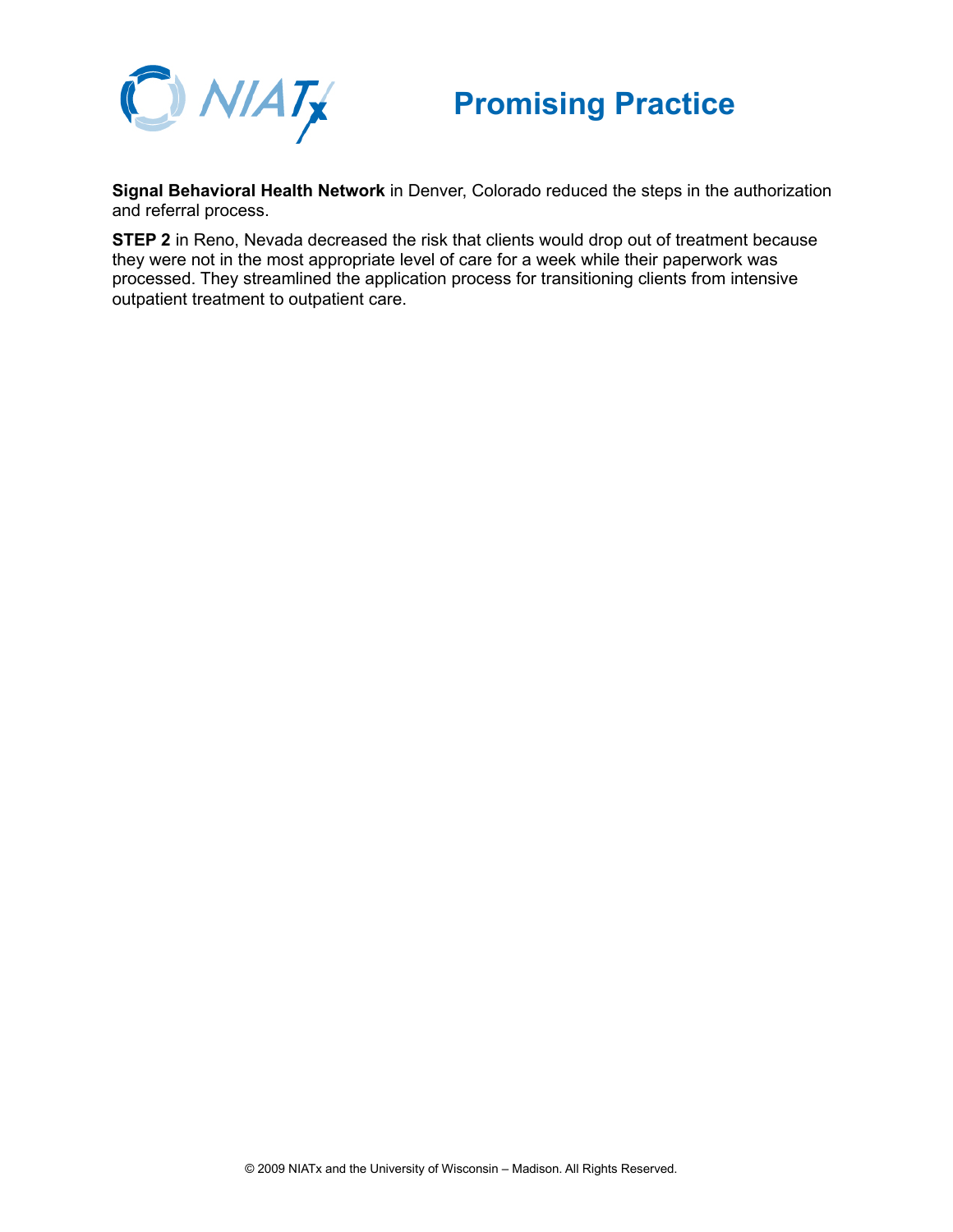# Promising Practice

**Signal Behavioral Health Network** in Denver, Colorado reduced the steps in the authorization and referral process.

**STEP 2** in Reno, Nevada decreased the risk that clients would drop out of treatment because they were not in the most appropriate level of care for a week while their paperwork was processed. They streamlined the application process for transitioning clients from intensive outpatient treatment to outpatient care.

© 2009 NIATx and the University of Wisconsin – Madison. All Rights Reserved.